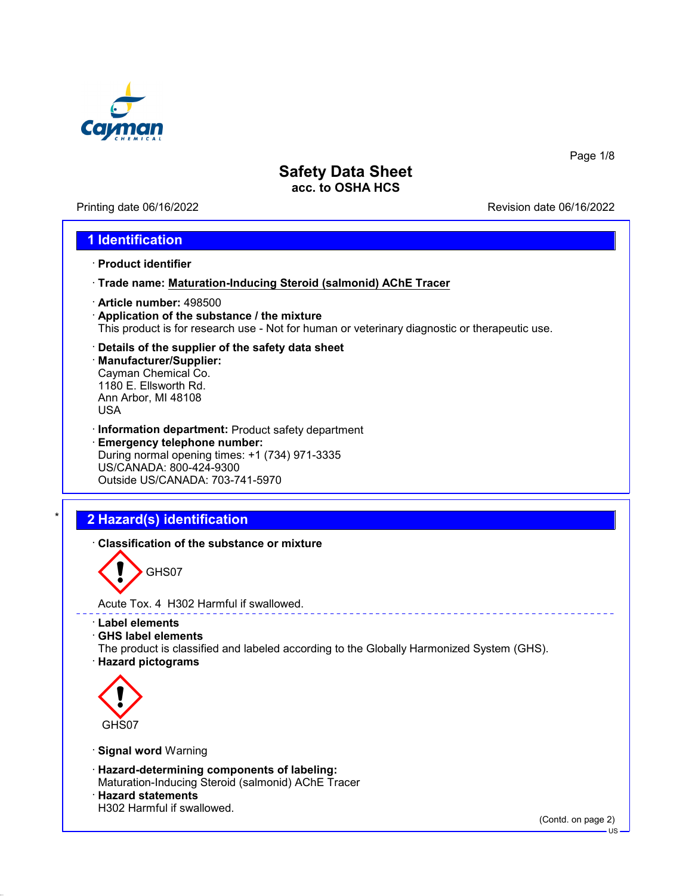# Safety Data Sheet
**acc. to OSHA HCS**

Printing date 06/16/2022 Revision date 06/16/2022

## 1 Identification

· **Product identifier**

· **Trade name: Maturation-Inducing Steroid (salmonid) AChE Tracer**

· **Article number:** 498500

· **Application of the substance / the mixture**
This product is for research use - Not for human or veterinary diagnostic or therapeutic use.

· **Details of the supplier of the safety data sheet**

· **Manufacturer/Supplier:**
Cayman Chemical Co.
1180 E. Ellsworth Rd.
Ann Arbor, MI 48108
USA

· **Information department:** Product safety department

· **Emergency telephone number:**
During normal opening times: +1 (734) 971-3335
US/CANADA: 800-424-9300
Outside US/CANADA: 703-741-5970

## * 2 Hazard(s) identification

· **Classification of the substance or mixture**

GHS07

Acute Tox. 4 H302 Harmful if swallowed.

· **Label elements**

· **GHS label elements**
The product is classified and labeled according to the Globally Harmonized System (GHS).

· **Hazard pictograms**

GHS07

· **Signal word** Warning

· **Hazard-determining components of labeling:**
Maturation-Inducing Steroid (salmonid) AChE Tracer

· **Hazard statements**
H302 Harmful if swallowed.

(Contd. on page 2)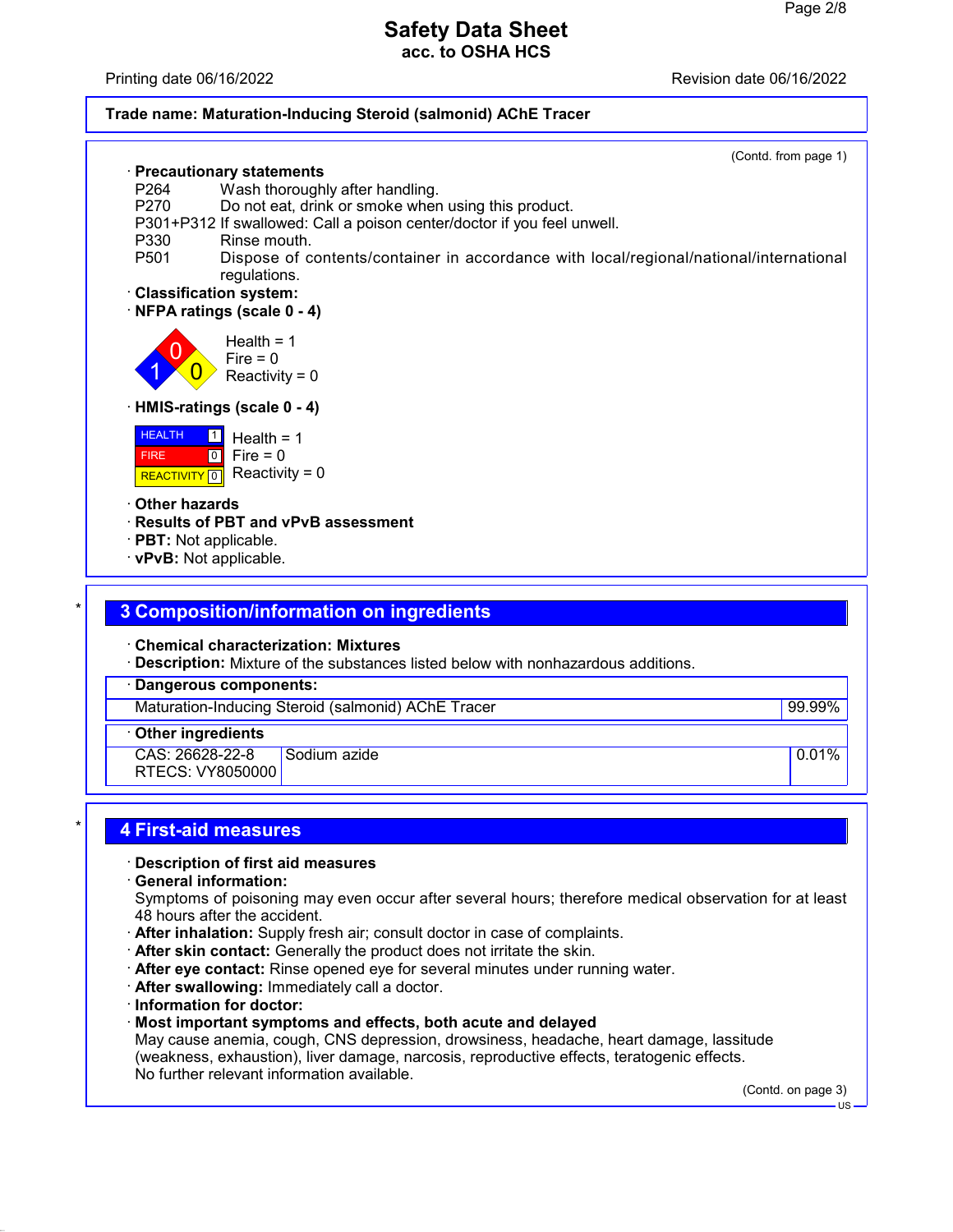Trade name: Maturation-Inducing Steroid (salmonid) AChE Tracer

(Contd. from page 1)

· **Precautionary statements**

P264 Wash thoroughly after handling.
P270 Do not eat, drink or smoke when using this product.
P301+P312 If swallowed: Call a poison center/doctor if you feel unwell.
P330 Rinse mouth.
P501 Dispose of contents/container in accordance with local/regional/national/international regulations.

· **Classification system:**
· **NFPA ratings (scale 0 - 4)**

Health = 1
Fire = 0
Reactivity = 0

· **HMIS-ratings (scale 0 - 4)**

| | | |
|---|---|---|
| HEALTH | 1 | Health = 1 |
| FIRE | 0 | Fire = 0 |
| REACTIVITY | 0 | Reactivity = 0 |

· **Other hazards**
· **Results of PBT and vPvB assessment**
· **PBT:** Not applicable.
· **vPvB:** Not applicable.

## 3 Composition/information on ingredients

· **Chemical characterization: Mixtures**
· **Description:** Mixture of the substances listed below with nonhazardous additions.

| · Dangerous components: | |
|---|---|
| Maturation-Inducing Steroid (salmonid) AChE Tracer | 99.99% |

| · Other ingredients | | |
|---|---|---|
| CAS: 26628-22-8<br>RTECS: VY8050000 | Sodium azide | 0.01% |

## 4 First-aid measures

· **Description of first aid measures**
· **General information:**
Symptoms of poisoning may even occur after several hours; therefore medical observation for at least 48 hours after the accident.
· **After inhalation:** Supply fresh air; consult doctor in case of complaints.
· **After skin contact:** Generally the product does not irritate the skin.
· **After eye contact:** Rinse opened eye for several minutes under running water.
· **After swallowing:** Immediately call a doctor.
· **Information for doctor:**
· **Most important symptoms and effects, both acute and delayed**
May cause anemia, cough, CNS depression, drowsiness, headache, heart damage, lassitude (weakness, exhaustion), liver damage, narcosis, reproductive effects, teratogenic effects.
No further relevant information available.

(Contd. on page 3)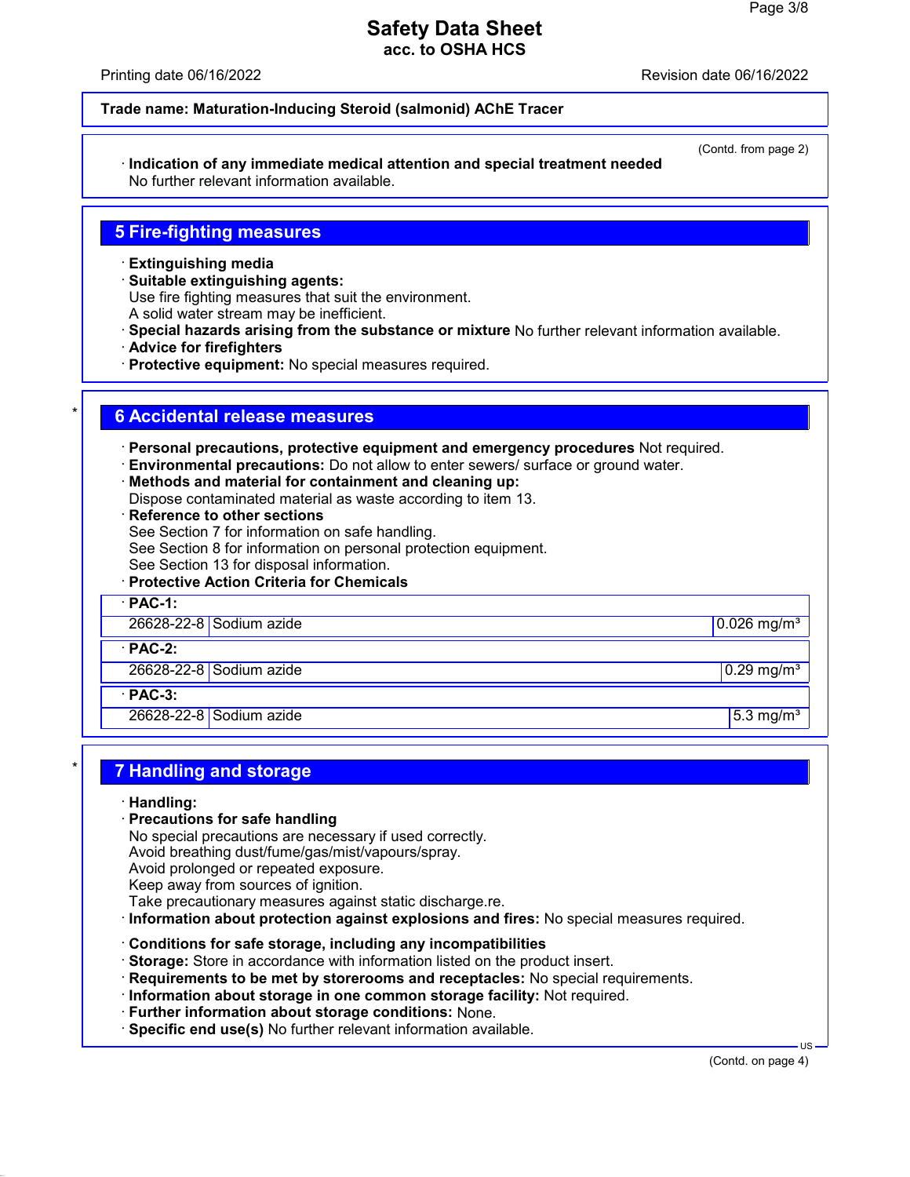**Trade name: Maturation-Inducing Steroid (salmonid) AChE Tracer**

(Contd. from page 2)

· **Indication of any immediate medical attention and special treatment needed**
No further relevant information available.

## 5 Fire-fighting measures

· **Extinguishing media**
· **Suitable extinguishing agents:**
Use fire fighting measures that suit the environment.
A solid water stream may be inefficient.
· **Special hazards arising from the substance or mixture** No further relevant information available.
· **Advice for firefighters**
· **Protective equipment:** No special measures required.

## 6 Accidental release measures

· **Personal precautions, protective equipment and emergency procedures** Not required.
· **Environmental precautions:** Do not allow to enter sewers/ surface or ground water.
· **Methods and material for containment and cleaning up:**
Dispose contaminated material as waste according to item 13.
· **Reference to other sections**
See Section 7 for information on safe handling.
See Section 8 for information on personal protection equipment.
See Section 13 for disposal information.
· **Protective Action Criteria for Chemicals**

| · **PAC-1:** | | |
|---|---|---|
| 26628-22-8 | Sodium azide | 0.026 mg/m³ |
| · **PAC-2:** | | |
| 26628-22-8 | Sodium azide | 0.29 mg/m³ |
| · **PAC-3:** | | |
| 26628-22-8 | Sodium azide | 5.3 mg/m³ |

## 7 Handling and storage

· **Handling:**
· **Precautions for safe handling**
No special precautions are necessary if used correctly.
Avoid breathing dust/fume/gas/mist/vapours/spray.
Avoid prolonged or repeated exposure.
Keep away from sources of ignition.
Take precautionary measures against static discharge.re.
· **Information about protection against explosions and fires:** No special measures required.

· **Conditions for safe storage, including any incompatibilities**
· **Storage:** Store in accordance with information listed on the product insert.
· **Requirements to be met by storerooms and receptacles:** No special requirements.
· **Information about storage in one common storage facility:** Not required.
· **Further information about storage conditions:** None.
· **Specific end use(s)** No further relevant information available.

(Contd. on page 4)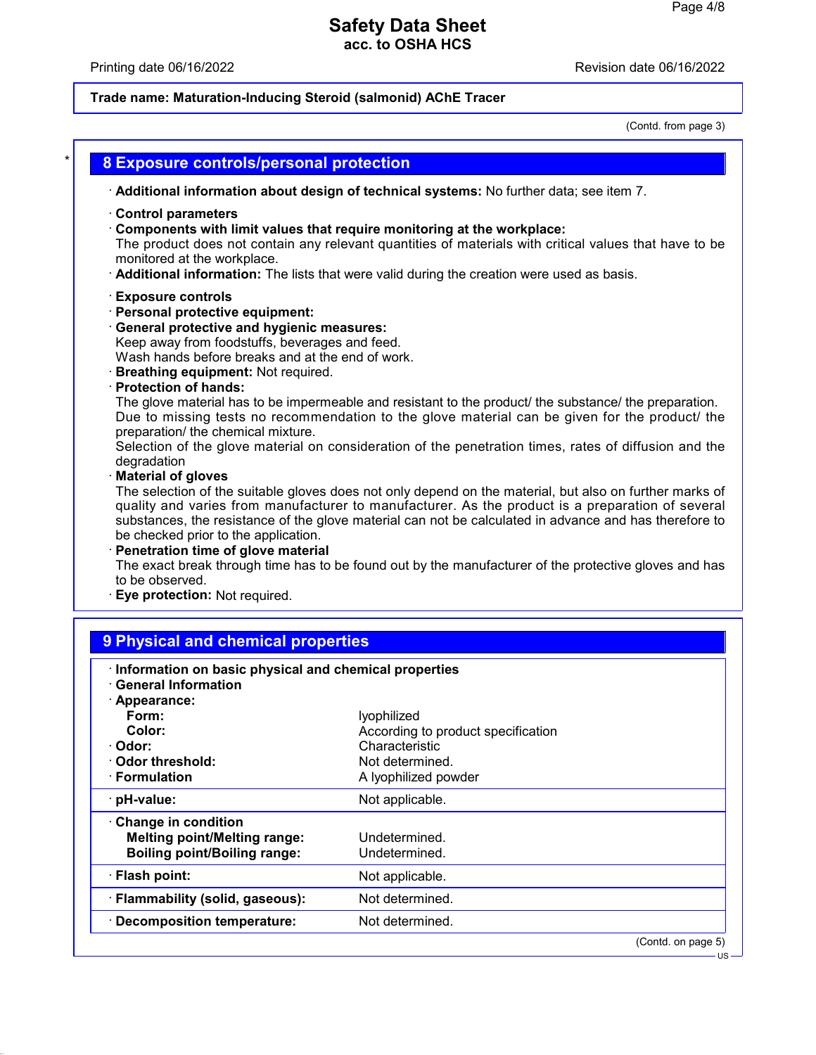**Trade name: Maturation-Inducing Steroid (salmonid) AChE Tracer**

(Contd. from page 3)

## 8 Exposure controls/personal protection

· **Additional information about design of technical systems:** No further data; see item 7.

· **Control parameters**
· **Components with limit values that require monitoring at the workplace:**
The product does not contain any relevant quantities of materials with critical values that have to be monitored at the workplace.
· **Additional information:** The lists that were valid during the creation were used as basis.

· **Exposure controls**
· **Personal protective equipment:**
· **General protective and hygienic measures:**
Keep away from foodstuffs, beverages and feed.
Wash hands before breaks and at the end of work.
· **Breathing equipment:** Not required.
· **Protection of hands:**
The glove material has to be impermeable and resistant to the product/ the substance/ the preparation.
Due to missing tests no recommendation to the glove material can be given for the product/ the preparation/ the chemical mixture.
Selection of the glove material on consideration of the penetration times, rates of diffusion and the degradation
· **Material of gloves**
The selection of the suitable gloves does not only depend on the material, but also on further marks of quality and varies from manufacturer to manufacturer. As the product is a preparation of several substances, the resistance of the glove material can not be calculated in advance and has therefore to be checked prior to the application.
· **Penetration time of glove material**
The exact break through time has to be found out by the manufacturer of the protective gloves and has to be observed.
· **Eye protection:** Not required.

## 9 Physical and chemical properties

· **Information on basic physical and chemical properties**
· **General Information**

| | |
|---|---|
| · **Appearance:** | |
| **Form:** | lyophilized |
| **Color:** | According to product specification |
| · **Odor:** | Characteristic |
| · **Odor threshold:** | Not determined. |
| · **Formulation** | A lyophilized powder |
| · **pH-value:** | Not applicable. |
| · **Change in condition** | |
| **Melting point/Melting range:** | Undetermined. |
| **Boiling point/Boiling range:** | Undetermined. |
| · **Flash point:** | Not applicable. |
| · **Flammability (solid, gaseous):** | Not determined. |
| · **Decomposition temperature:** | Not determined. |

(Contd. on page 5)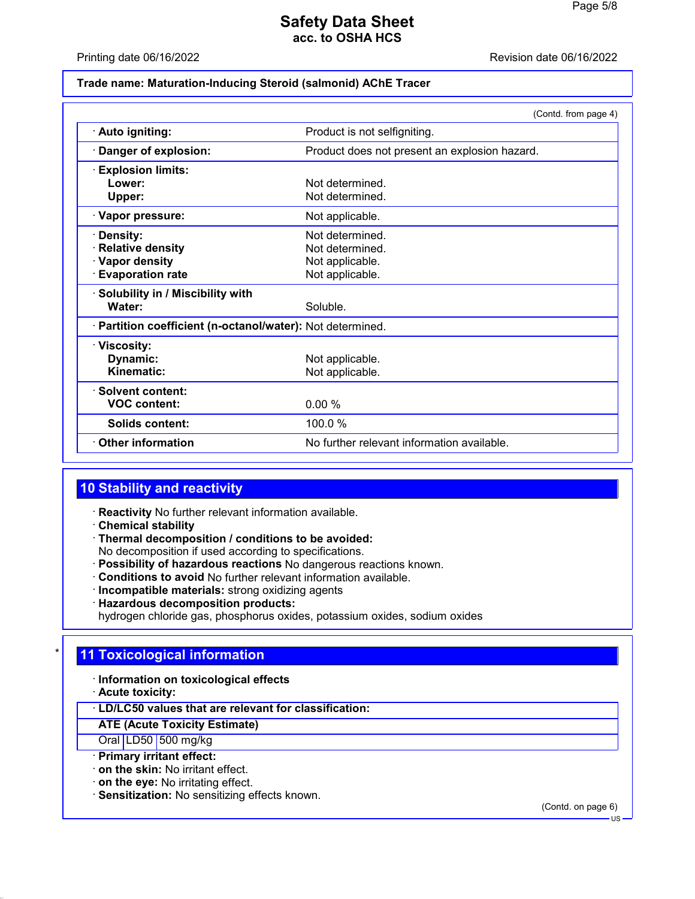Trade name: Maturation-Inducing Steroid (salmonid) AChE Tracer

(Contd. from page 4)

| | |
|---|---|
| · **Auto igniting:** | Product is not selfigniting. |
| · **Danger of explosion:** | Product does not present an explosion hazard. |
| · **Explosion limits:** | |
| **Lower:** | Not determined. |
| **Upper:** | Not determined. |
| · **Vapor pressure:** | Not applicable. |
| · **Density:** | Not determined. |
| · **Relative density** | Not determined. |
| · **Vapor density** | Not applicable. |
| · **Evaporation rate** | Not applicable. |
| · **Solubility in / Miscibility with** | |
| **Water:** | Soluble. |
| · **Partition coefficient (n-octanol/water):** | Not determined. |
| · **Viscosity:** | |
| **Dynamic:** | Not applicable. |
| **Kinematic:** | Not applicable. |
| · **Solvent content:** | |
| **VOC content:** | 0.00 % |
| **Solids content:** | 100.0 % |
| · **Other information** | No further relevant information available. |

## 10 Stability and reactivity

· **Reactivity** No further relevant information available.
· **Chemical stability**
· **Thermal decomposition / conditions to be avoided:**
No decomposition if used according to specifications.
· **Possibility of hazardous reactions** No dangerous reactions known.
· **Conditions to avoid** No further relevant information available.
· **Incompatible materials:** strong oxidizing agents
· **Hazardous decomposition products:**
hydrogen chloride gas, phosphorus oxides, potassium oxides, sodium oxides

## 11 Toxicological information

· **Information on toxicological effects**
· **Acute toxicity:**

| · **LD/LC50 values that are relevant for classification:** | | |
|---|---|---|
| **ATE (Acute Toxicity Estimate)** | | |
| Oral | LD50 | 500 mg/kg |

· **Primary irritant effect:**
· **on the skin:** No irritant effect.
· **on the eye:** No irritating effect.
· **Sensitization:** No sensitizing effects known.

(Contd. on page 6)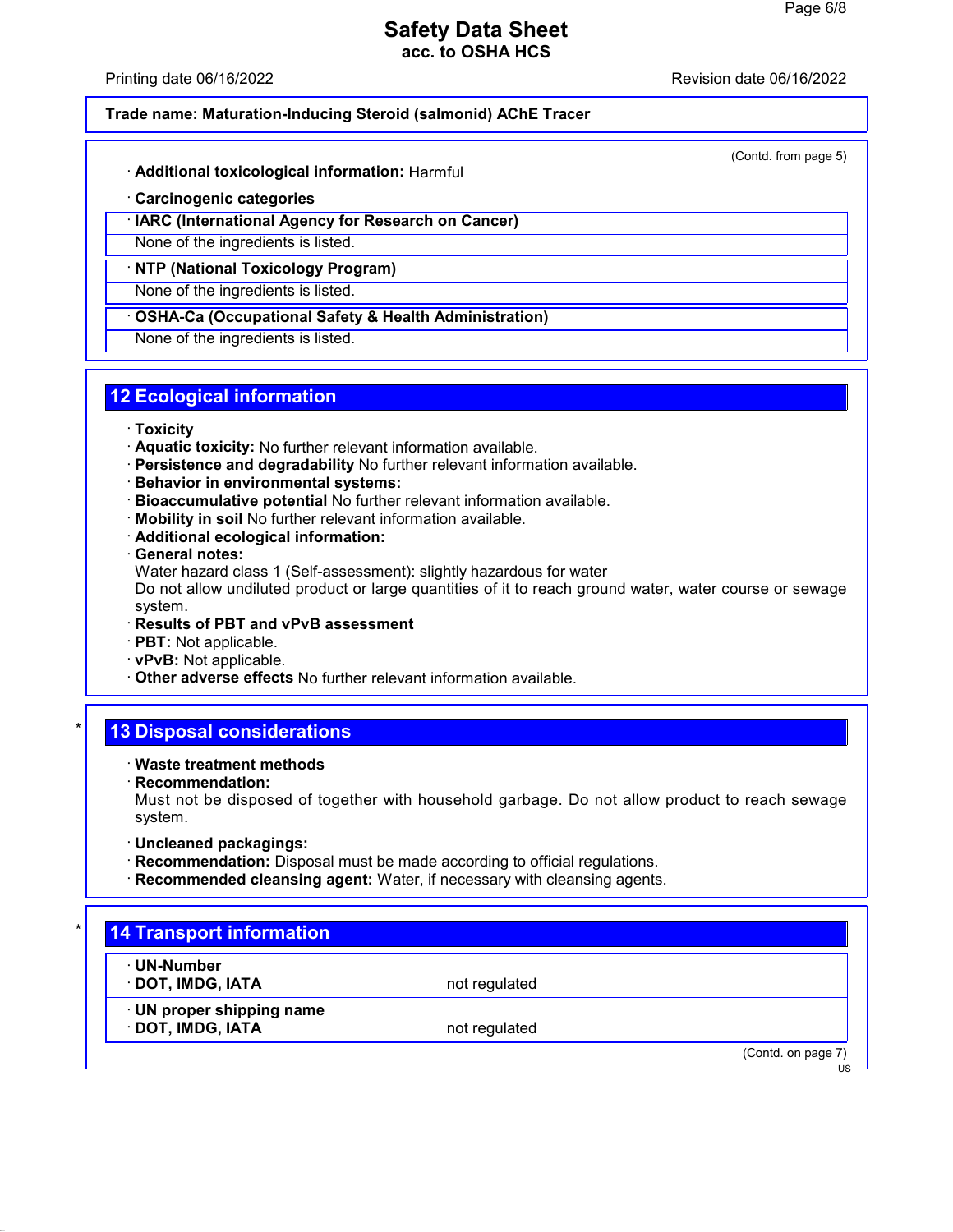**Trade name: Maturation-Inducing Steroid (salmonid) AChE Tracer**

(Contd. from page 5)

· **Additional toxicological information:** Harmful

· **Carcinogenic categories**

· **IARC (International Agency for Research on Cancer)**

None of the ingredients is listed.

· **NTP (National Toxicology Program)**

None of the ingredients is listed.

· **OSHA-Ca (Occupational Safety & Health Administration)**

None of the ingredients is listed.

## 12 Ecological information

· **Toxicity**
· **Aquatic toxicity:** No further relevant information available.
· **Persistence and degradability** No further relevant information available.
· **Behavior in environmental systems:**
· **Bioaccumulative potential** No further relevant information available.
· **Mobility in soil** No further relevant information available.
· **Additional ecological information:**
· **General notes:**
Water hazard class 1 (Self-assessment): slightly hazardous for water
Do not allow undiluted product or large quantities of it to reach ground water, water course or sewage system.
· **Results of PBT and vPvB assessment**
· **PBT:** Not applicable.
· **vPvB:** Not applicable.
· **Other adverse effects** No further relevant information available.

## * 13 Disposal considerations

· **Waste treatment methods**
· **Recommendation:**
Must not be disposed of together with household garbage. Do not allow product to reach sewage system.

· **Uncleaned packagings:**
· **Recommendation:** Disposal must be made according to official regulations.
· **Recommended cleansing agent:** Water, if necessary with cleansing agents.

## * 14 Transport information

| | |
|---|---|
| · **UN-Number** | |
| · **DOT, IMDG, IATA** | not regulated |
| · **UN proper shipping name** | |
| · **DOT, IMDG, IATA** | not regulated |

(Contd. on page 7)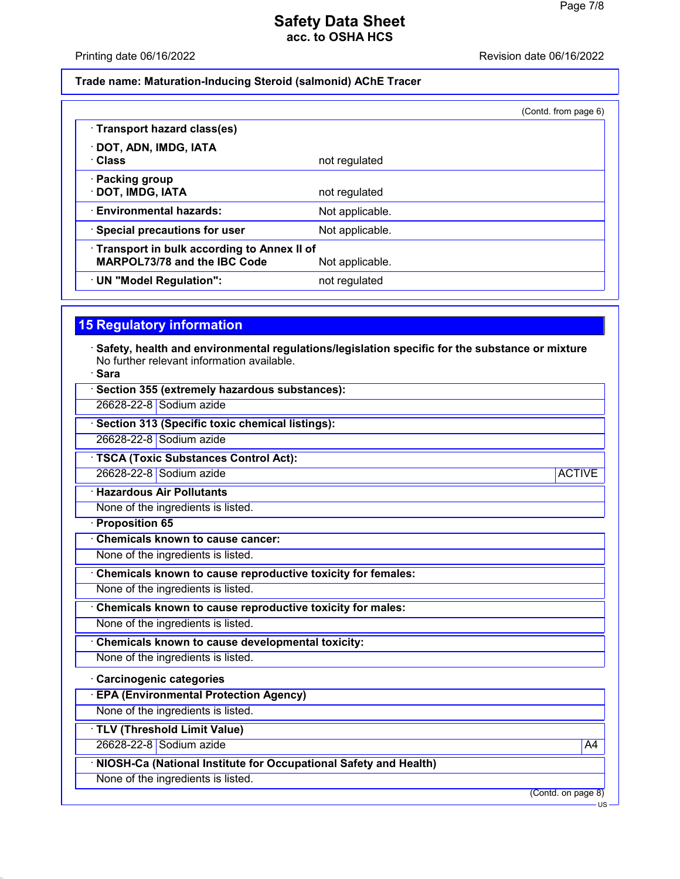**Trade name: Maturation-Inducing Steroid (salmonid) AChE Tracer**

(Contd. from page 6)

· **Transport hazard class(es)**

· **DOT, ADN, IMDG, IATA**
· **Class** not regulated

· **Packing group**
· **DOT, IMDG, IATA** not regulated

· **Environmental hazards:** Not applicable.

· **Special precautions for user** Not applicable.

· **Transport in bulk according to Annex II of MARPOL73/78 and the IBC Code** Not applicable.

· **UN "Model Regulation":** not regulated

## 15 Regulatory information

· **Safety, health and environmental regulations/legislation specific for the substance or mixture**
No further relevant information available.

· **Sara**

· **Section 355 (extremely hazardous substances):**

| | |
|---|---|
| 26628-22-8 | Sodium azide |

· **Section 313 (Specific toxic chemical listings):**

| | |
|---|---|
| 26628-22-8 | Sodium azide |

· **TSCA (Toxic Substances Control Act):**

| | | |
|---|---|---|
| 26628-22-8 | Sodium azide | ACTIVE |

· **Hazardous Air Pollutants**

None of the ingredients is listed.

· **Proposition 65**

· **Chemicals known to cause cancer:**

None of the ingredients is listed.

· **Chemicals known to cause reproductive toxicity for females:**

None of the ingredients is listed.

· **Chemicals known to cause reproductive toxicity for males:**

None of the ingredients is listed.

· **Chemicals known to cause developmental toxicity:**

None of the ingredients is listed.

· **Carcinogenic categories**

· **EPA (Environmental Protection Agency)**

None of the ingredients is listed.

· **TLV (Threshold Limit Value)**

| | | |
|---|---|---|
| 26628-22-8 | Sodium azide | A4 |

· **NIOSH-Ca (National Institute for Occupational Safety and Health)**

None of the ingredients is listed.

(Contd. on page 8)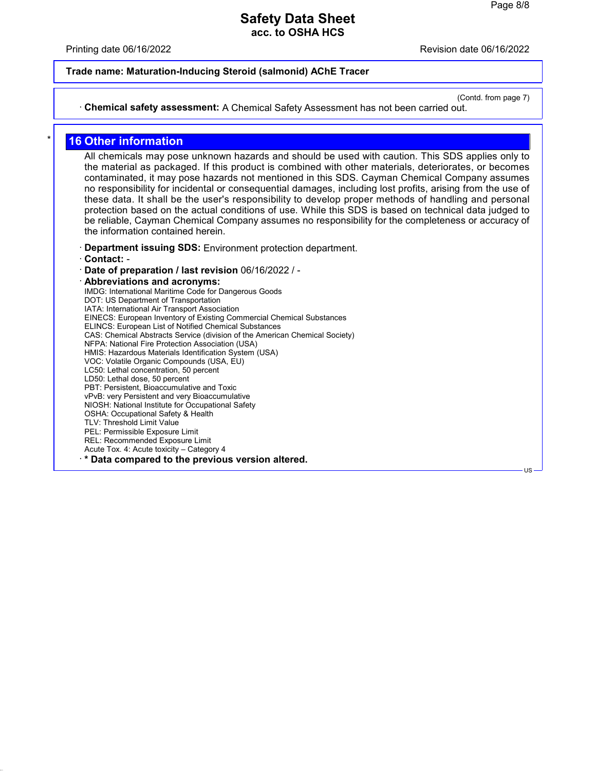**Trade name: Maturation-Inducing Steroid (salmonid) AChE Tracer**

(Contd. from page 7)

· **Chemical safety assessment:** A Chemical Safety Assessment has not been carried out.

## * 16 Other information

All chemicals may pose unknown hazards and should be used with caution. This SDS applies only to the material as packaged. If this product is combined with other materials, deteriorates, or becomes contaminated, it may pose hazards not mentioned in this SDS. Cayman Chemical Company assumes no responsibility for incidental or consequential damages, including lost profits, arising from the use of these data. It shall be the user's responsibility to develop proper methods of handling and personal protection based on the actual conditions of use. While this SDS is based on technical data judged to be reliable, Cayman Chemical Company assumes no responsibility for the completeness or accuracy of the information contained herein.

· **Department issuing SDS:** Environment protection department.
· **Contact:** -
· **Date of preparation / last revision** 06/16/2022 / -
· **Abbreviations and acronyms:**

IMDG: International Maritime Code for Dangerous Goods
DOT: US Department of Transportation
IATA: International Air Transport Association
EINECS: European Inventory of Existing Commercial Chemical Substances
ELINCS: European List of Notified Chemical Substances
CAS: Chemical Abstracts Service (division of the American Chemical Society)
NFPA: National Fire Protection Association (USA)
HMIS: Hazardous Materials Identification System (USA)
VOC: Volatile Organic Compounds (USA, EU)
LC50: Lethal concentration, 50 percent
LD50: Lethal dose, 50 percent
PBT: Persistent, Bioaccumulative and Toxic
vPvB: very Persistent and very Bioaccumulative
NIOSH: National Institute for Occupational Safety
OSHA: Occupational Safety & Health
TLV: Threshold Limit Value
PEL: Permissible Exposure Limit
REL: Recommended Exposure Limit
Acute Tox. 4: Acute toxicity – Category 4

· **\* Data compared to the previous version altered.**